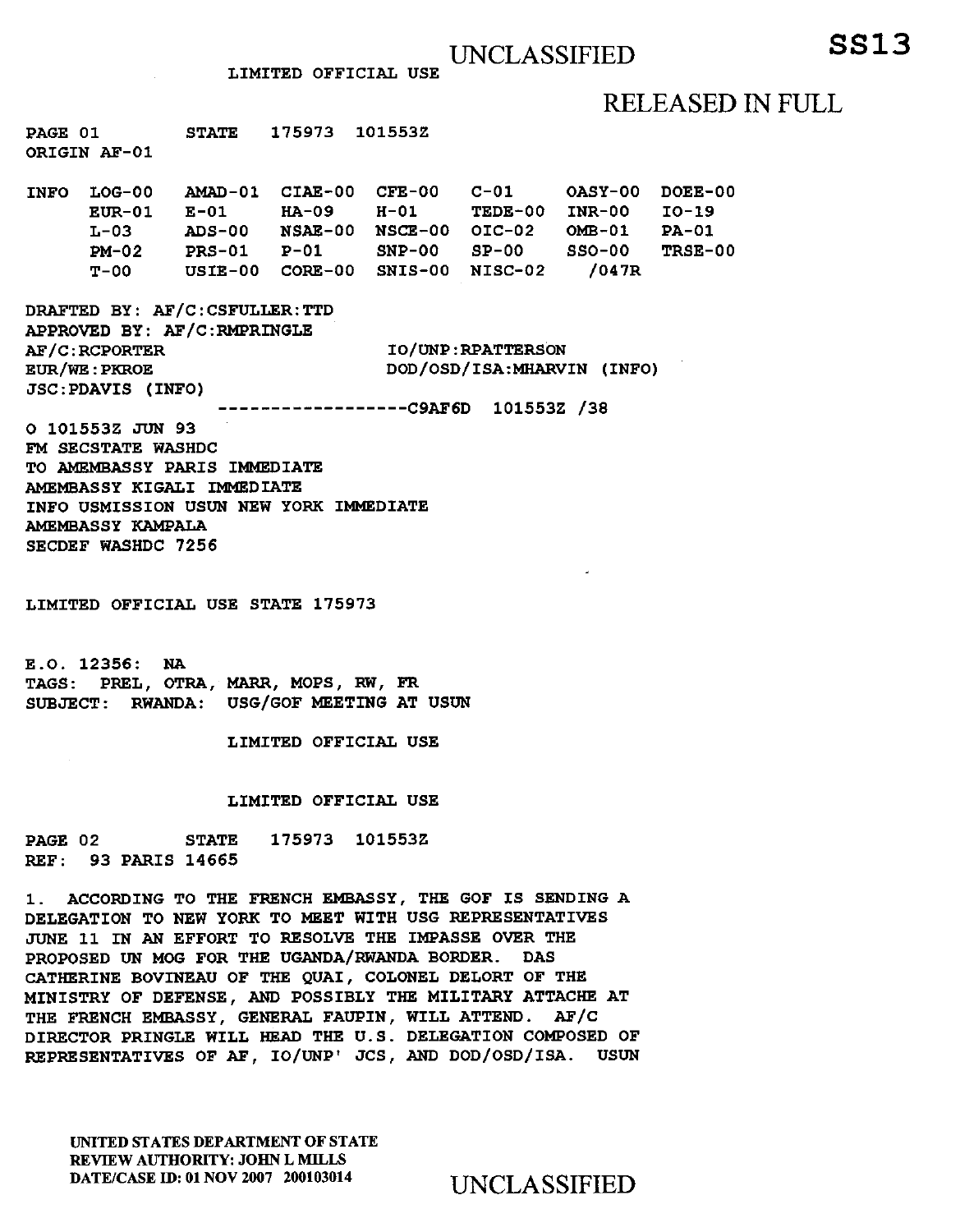LIMITED OFFICIAL USE

UNCLASSIFIED

**SS13**

RELEASED IN FULL

PAGE 01 STATE 175973 101553Z
ORIGIN AF-01

```
INFO  LOG-00    AMAD-01  CIAE-00  CFE-00   C-01     OASY-00  DOEE-00
      EUR-01    E-01     HA-09    H-01     TEDE-00  INR-00   IO-19
      L-03      ADS-00   NSAE-00  NSCE-00  OIC-02   OMB-01   PA-01
      PM-02     PRS-01   P-01     SNP-00   SP-00    SSO-00   TRSE-00
      T-00      USIE-00  CORE-00  SNIS-00  NISC-02    /047R
```

DRAFTED BY: AF/C:CSFULLER:TTD
APPROVED BY: AF/C:RMPRINGLE
AF/C:RCPORTER IO/UNP:RPATTERSON
EUR/WE:PKROE DOD/OSD/ISA:MHARVIN (INFO)
JSC:PDAVIS (INFO)
------------------C9AF6D 101553Z /38

O 101553Z JUN 93
FM SECSTATE WASHDC
TO AMEMBASSY PARIS IMMEDIATE
AMEMBASSY KIGALI IMMEDIATE
INFO USMISSION USUN NEW YORK IMMEDIATE
AMEMBASSY KAMPALA
SECDEF WASHDC 7256

LIMITED OFFICIAL USE STATE 175973

E.O. 12356: NA
TAGS: PREL, OTRA, MARR, MOPS, RW, FR
SUBJECT: RWANDA: USG/GOF MEETING AT USUN

LIMITED OFFICIAL USE

LIMITED OFFICIAL USE

PAGE 02 STATE 175973 101553Z
REF: 93 PARIS 14665

1. ACCORDING TO THE FRENCH EMBASSY, THE GOF IS SENDING A DELEGATION TO NEW YORK TO MEET WITH USG REPRESENTATIVES JUNE 11 IN AN EFFORT TO RESOLVE THE IMPASSE OVER THE PROPOSED UN MOG FOR THE UGANDA/RWANDA BORDER. DAS CATHERINE BOVINEAU OF THE QUAI, COLONEL DELORT OF THE MINISTRY OF DEFENSE, AND POSSIBLY THE MILITARY ATTACHE AT THE FRENCH EMBASSY, GENERAL FAUPIN, WILL ATTEND. AF/C DIRECTOR PRINGLE WILL HEAD THE U.S. DELEGATION COMPOSED OF REPRESENTATIVES OF AF, IO/UNP' JCS, AND DOD/OSD/ISA. USUN

UNITED STATES DEPARTMENT OF STATE
REVIEW AUTHORITY: JOHN L MILLS
DATE/CASE ID: 01 NOV 2007 200103014

UNCLASSIFIED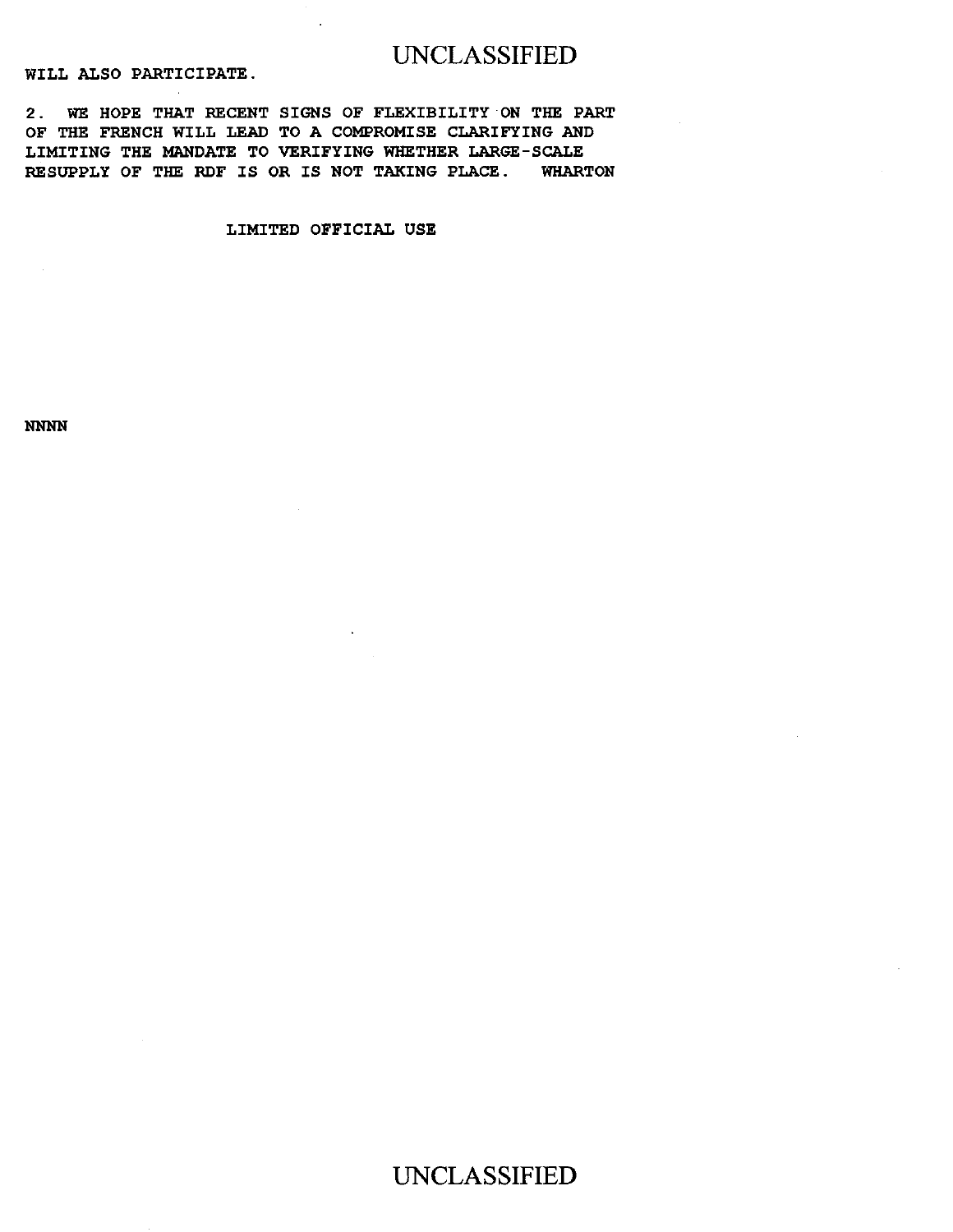WILL ALSO PARTICIPATE.

2. WE HOPE THAT RECENT SIGNS OF FLEXIBILITY ON THE PART OF THE FRENCH WILL LEAD TO A COMPROMISE CLARIFYING AND LIMITING THE MANDATE TO VERIFYING WHETHER LARGE-SCALE RESUPPLY OF THE RDF IS OR IS NOT TAKING PLACE. WHARTON

LIMITED OFFICIAL USE

NNNN